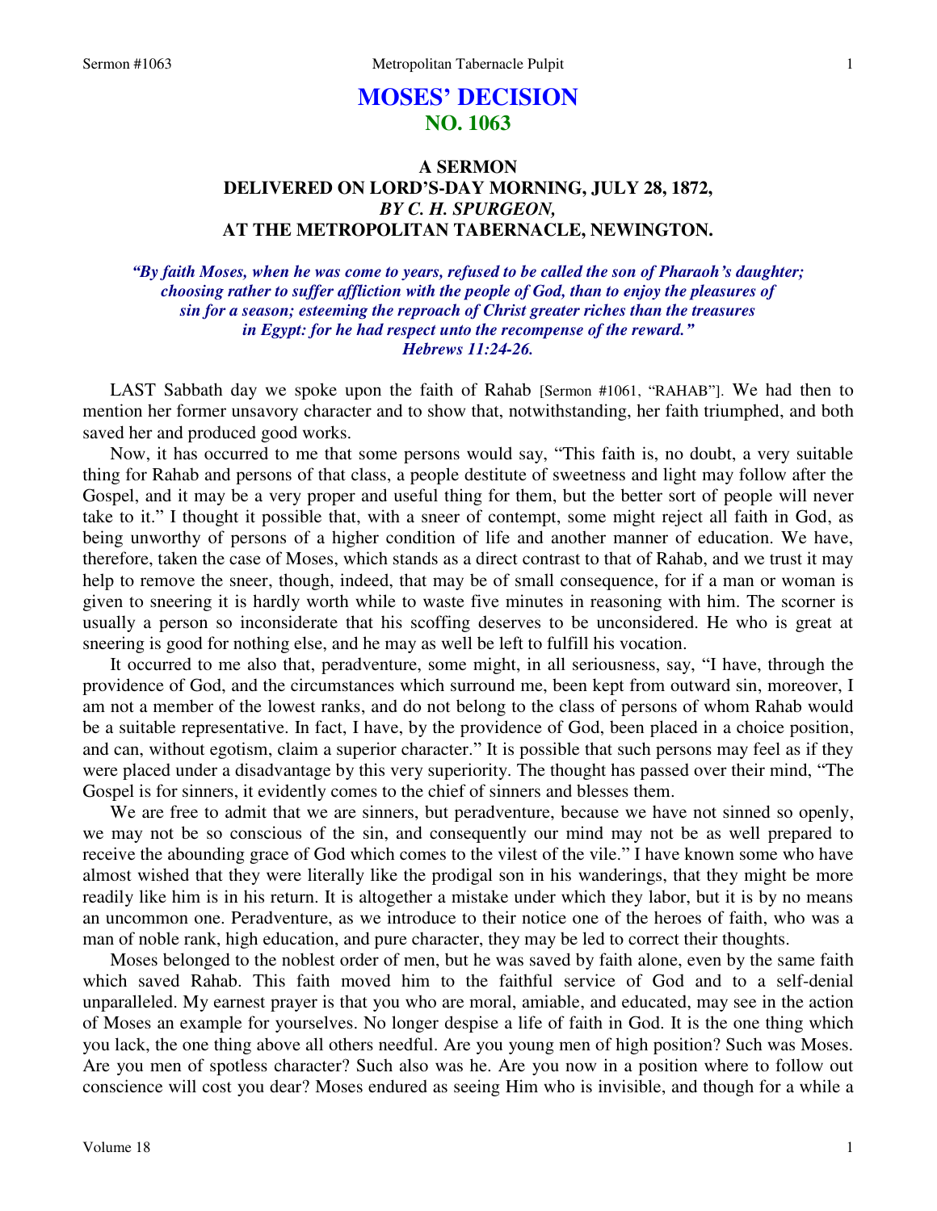# MOSES' DECISION
## NO. 1063

### A SERMON
### DELIVERED ON LORD'S-DAY MORNING, JULY 28, 1872,
### *BY C. H. SPURGEON,*
### AT THE METROPOLITAN TABERNACLE, NEWINGTON.

***"By faith Moses, when he was come to years, refused to be called the son of Pharaoh's daughter; choosing rather to suffer affliction with the people of God, than to enjoy the pleasures of sin for a season; esteeming the reproach of Christ greater riches than the treasures in Egypt: for he had respect unto the recompense of the reward." Hebrews 11:24-26.***

LAST Sabbath day we spoke upon the faith of Rahab [Sermon #1061, "RAHAB"]. We had then to mention her former unsavory character and to show that, notwithstanding, her faith triumphed, and both saved her and produced good works.

Now, it has occurred to me that some persons would say, "This faith is, no doubt, a very suitable thing for Rahab and persons of that class, a people destitute of sweetness and light may follow after the Gospel, and it may be a very proper and useful thing for them, but the better sort of people will never take to it." I thought it possible that, with a sneer of contempt, some might reject all faith in God, as being unworthy of persons of a higher condition of life and another manner of education. We have, therefore, taken the case of Moses, which stands as a direct contrast to that of Rahab, and we trust it may help to remove the sneer, though, indeed, that may be of small consequence, for if a man or woman is given to sneering it is hardly worth while to waste five minutes in reasoning with him. The scorner is usually a person so inconsiderate that his scoffing deserves to be unconsidered. He who is great at sneering is good for nothing else, and he may as well be left to fulfill his vocation.

It occurred to me also that, peradventure, some might, in all seriousness, say, "I have, through the providence of God, and the circumstances which surround me, been kept from outward sin, moreover, I am not a member of the lowest ranks, and do not belong to the class of persons of whom Rahab would be a suitable representative. In fact, I have, by the providence of God, been placed in a choice position, and can, without egotism, claim a superior character." It is possible that such persons may feel as if they were placed under a disadvantage by this very superiority. The thought has passed over their mind, "The Gospel is for sinners, it evidently comes to the chief of sinners and blesses them.

We are free to admit that we are sinners, but peradventure, because we have not sinned so openly, we may not be so conscious of the sin, and consequently our mind may not be as well prepared to receive the abounding grace of God which comes to the vilest of the vile." I have known some who have almost wished that they were literally like the prodigal son in his wanderings, that they might be more readily like him is in his return. It is altogether a mistake under which they labor, but it is by no means an uncommon one. Peradventure, as we introduce to their notice one of the heroes of faith, who was a man of noble rank, high education, and pure character, they may be led to correct their thoughts.

Moses belonged to the noblest order of men, but he was saved by faith alone, even by the same faith which saved Rahab. This faith moved him to the faithful service of God and to a self-denial unparalleled. My earnest prayer is that you who are moral, amiable, and educated, may see in the action of Moses an example for yourselves. No longer despise a life of faith in God. It is the one thing which you lack, the one thing above all others needful. Are you young men of high position? Such was Moses. Are you men of spotless character? Such also was he. Are you now in a position where to follow out conscience will cost you dear? Moses endured as seeing Him who is invisible, and though for a while a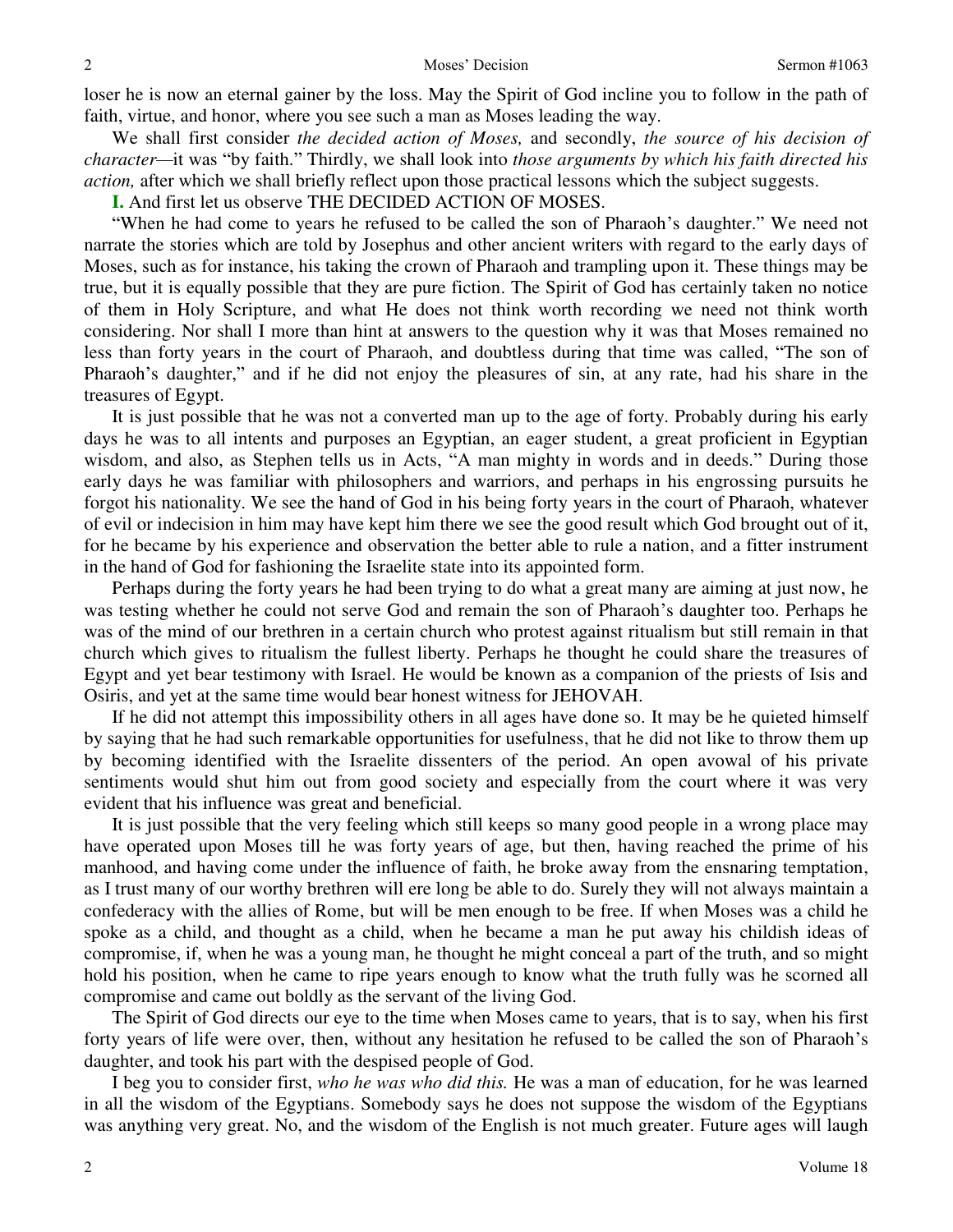loser he is now an eternal gainer by the loss. May the Spirit of God incline you to follow in the path of faith, virtue, and honor, where you see such a man as Moses leading the way.

We shall first consider *the decided action of Moses,* and secondly, *the source of his decision of character*—it was "by faith." Thirdly, we shall look into *those arguments by which his faith directed his action,* after which we shall briefly reflect upon those practical lessons which the subject suggests.

**I.** And first let us observe THE DECIDED ACTION OF MOSES.

"When he had come to years he refused to be called the son of Pharaoh's daughter." We need not narrate the stories which are told by Josephus and other ancient writers with regard to the early days of Moses, such as for instance, his taking the crown of Pharaoh and trampling upon it. These things may be true, but it is equally possible that they are pure fiction. The Spirit of God has certainly taken no notice of them in Holy Scripture, and what He does not think worth recording we need not think worth considering. Nor shall I more than hint at answers to the question why it was that Moses remained no less than forty years in the court of Pharaoh, and doubtless during that time was called, "The son of Pharaoh's daughter," and if he did not enjoy the pleasures of sin, at any rate, had his share in the treasures of Egypt.

It is just possible that he was not a converted man up to the age of forty. Probably during his early days he was to all intents and purposes an Egyptian, an eager student, a great proficient in Egyptian wisdom, and also, as Stephen tells us in Acts, "A man mighty in words and in deeds." During those early days he was familiar with philosophers and warriors, and perhaps in his engrossing pursuits he forgot his nationality. We see the hand of God in his being forty years in the court of Pharaoh, whatever of evil or indecision in him may have kept him there we see the good result which God brought out of it, for he became by his experience and observation the better able to rule a nation, and a fitter instrument in the hand of God for fashioning the Israelite state into its appointed form.

Perhaps during the forty years he had been trying to do what a great many are aiming at just now, he was testing whether he could not serve God and remain the son of Pharaoh's daughter too. Perhaps he was of the mind of our brethren in a certain church who protest against ritualism but still remain in that church which gives to ritualism the fullest liberty. Perhaps he thought he could share the treasures of Egypt and yet bear testimony with Israel. He would be known as a companion of the priests of Isis and Osiris, and yet at the same time would bear honest witness for JEHOVAH.

If he did not attempt this impossibility others in all ages have done so. It may be he quieted himself by saying that he had such remarkable opportunities for usefulness, that he did not like to throw them up by becoming identified with the Israelite dissenters of the period. An open avowal of his private sentiments would shut him out from good society and especially from the court where it was very evident that his influence was great and beneficial.

It is just possible that the very feeling which still keeps so many good people in a wrong place may have operated upon Moses till he was forty years of age, but then, having reached the prime of his manhood, and having come under the influence of faith, he broke away from the ensnaring temptation, as I trust many of our worthy brethren will ere long be able to do. Surely they will not always maintain a confederacy with the allies of Rome, but will be men enough to be free. If when Moses was a child he spoke as a child, and thought as a child, when he became a man he put away his childish ideas of compromise, if, when he was a young man, he thought he might conceal a part of the truth, and so might hold his position, when he came to ripe years enough to know what the truth fully was he scorned all compromise and came out boldly as the servant of the living God.

The Spirit of God directs our eye to the time when Moses came to years, that is to say, when his first forty years of life were over, then, without any hesitation he refused to be called the son of Pharaoh's daughter, and took his part with the despised people of God.

I beg you to consider first, *who he was who did this.* He was a man of education, for he was learned in all the wisdom of the Egyptians. Somebody says he does not suppose the wisdom of the Egyptians was anything very great. No, and the wisdom of the English is not much greater. Future ages will laugh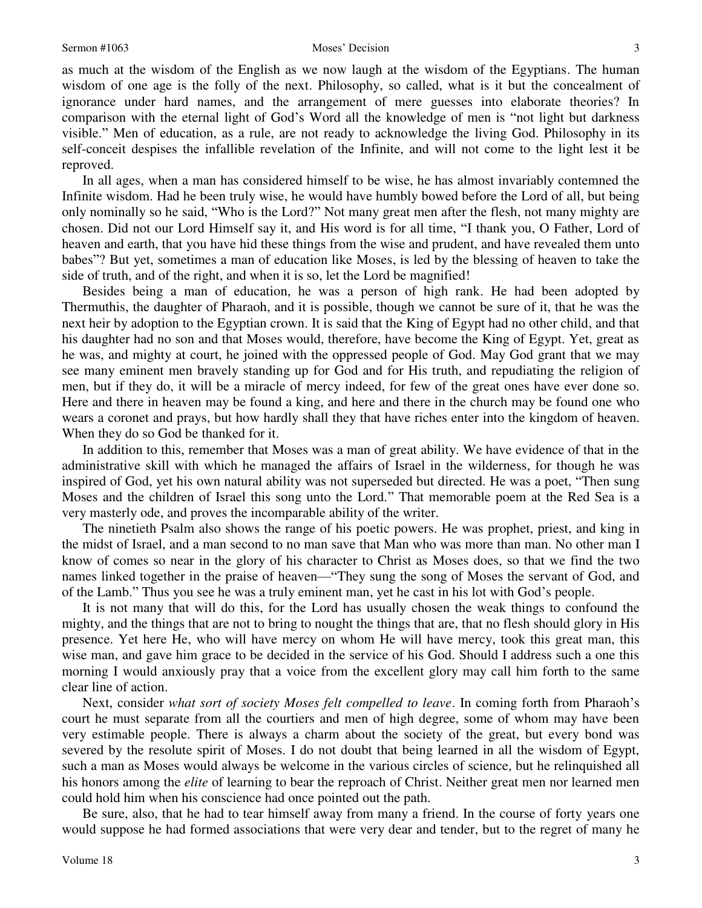as much at the wisdom of the English as we now laugh at the wisdom of the Egyptians. The human wisdom of one age is the folly of the next. Philosophy, so called, what is it but the concealment of ignorance under hard names, and the arrangement of mere guesses into elaborate theories? In comparison with the eternal light of God's Word all the knowledge of men is "not light but darkness visible." Men of education, as a rule, are not ready to acknowledge the living God. Philosophy in its self-conceit despises the infallible revelation of the Infinite, and will not come to the light lest it be reproved.

In all ages, when a man has considered himself to be wise, he has almost invariably contemned the Infinite wisdom. Had he been truly wise, he would have humbly bowed before the Lord of all, but being only nominally so he said, "Who is the Lord?" Not many great men after the flesh, not many mighty are chosen. Did not our Lord Himself say it, and His word is for all time, "I thank you, O Father, Lord of heaven and earth, that you have hid these things from the wise and prudent, and have revealed them unto babes"? But yet, sometimes a man of education like Moses, is led by the blessing of heaven to take the side of truth, and of the right, and when it is so, let the Lord be magnified!

Besides being a man of education, he was a person of high rank. He had been adopted by Thermuthis, the daughter of Pharaoh, and it is possible, though we cannot be sure of it, that he was the next heir by adoption to the Egyptian crown. It is said that the King of Egypt had no other child, and that his daughter had no son and that Moses would, therefore, have become the King of Egypt. Yet, great as he was, and mighty at court, he joined with the oppressed people of God. May God grant that we may see many eminent men bravely standing up for God and for His truth, and repudiating the religion of men, but if they do, it will be a miracle of mercy indeed, for few of the great ones have ever done so. Here and there in heaven may be found a king, and here and there in the church may be found one who wears a coronet and prays, but how hardly shall they that have riches enter into the kingdom of heaven. When they do so God be thanked for it.

In addition to this, remember that Moses was a man of great ability. We have evidence of that in the administrative skill with which he managed the affairs of Israel in the wilderness, for though he was inspired of God, yet his own natural ability was not superseded but directed. He was a poet, "Then sung Moses and the children of Israel this song unto the Lord." That memorable poem at the Red Sea is a very masterly ode, and proves the incomparable ability of the writer.

The ninetieth Psalm also shows the range of his poetic powers. He was prophet, priest, and king in the midst of Israel, and a man second to no man save that Man who was more than man. No other man I know of comes so near in the glory of his character to Christ as Moses does, so that we find the two names linked together in the praise of heaven—"They sung the song of Moses the servant of God, and of the Lamb." Thus you see he was a truly eminent man, yet he cast in his lot with God's people.

It is not many that will do this, for the Lord has usually chosen the weak things to confound the mighty, and the things that are not to bring to nought the things that are, that no flesh should glory in His presence. Yet here He, who will have mercy on whom He will have mercy, took this great man, this wise man, and gave him grace to be decided in the service of his God. Should I address such a one this morning I would anxiously pray that a voice from the excellent glory may call him forth to the same clear line of action.

Next, consider *what sort of society Moses felt compelled to leave*. In coming forth from Pharaoh's court he must separate from all the courtiers and men of high degree, some of whom may have been very estimable people. There is always a charm about the society of the great, but every bond was severed by the resolute spirit of Moses. I do not doubt that being learned in all the wisdom of Egypt, such a man as Moses would always be welcome in the various circles of science, but he relinquished all his honors among the *elite* of learning to bear the reproach of Christ. Neither great men nor learned men could hold him when his conscience had once pointed out the path.

Be sure, also, that he had to tear himself away from many a friend. In the course of forty years one would suppose he had formed associations that were very dear and tender, but to the regret of many he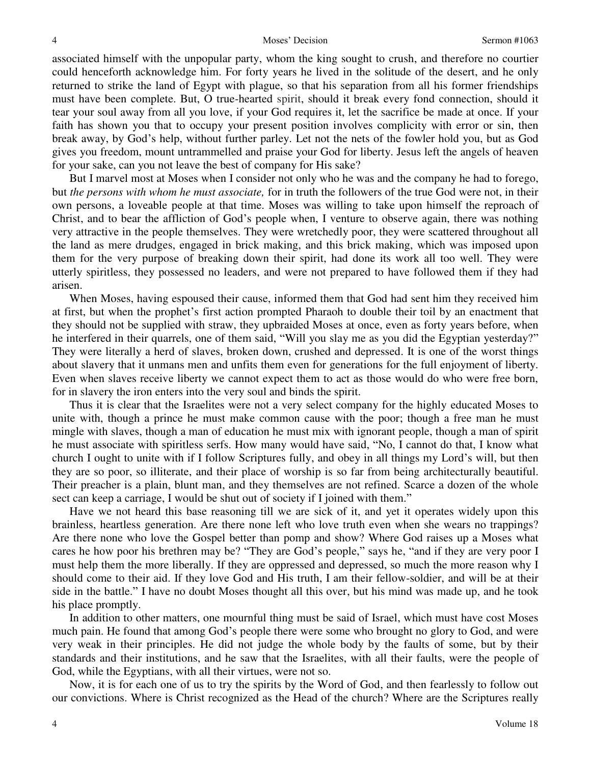associated himself with the unpopular party, whom the king sought to crush, and therefore no courtier could henceforth acknowledge him. For forty years he lived in the solitude of the desert, and he only returned to strike the land of Egypt with plague, so that his separation from all his former friendships must have been complete. But, O true-hearted spirit, should it break every fond connection, should it tear your soul away from all you love, if your God requires it, let the sacrifice be made at once. If your faith has shown you that to occupy your present position involves complicity with error or sin, then break away, by God's help, without further parley. Let not the nets of the fowler hold you, but as God gives you freedom, mount untrammelled and praise your God for liberty. Jesus left the angels of heaven for your sake, can you not leave the best of company for His sake?

But I marvel most at Moses when I consider not only who he was and the company he had to forego, but *the persons with whom he must associate,* for in truth the followers of the true God were not, in their own persons, a loveable people at that time. Moses was willing to take upon himself the reproach of Christ, and to bear the affliction of God's people when, I venture to observe again, there was nothing very attractive in the people themselves. They were wretchedly poor, they were scattered throughout all the land as mere drudges, engaged in brick making, and this brick making, which was imposed upon them for the very purpose of breaking down their spirit, had done its work all too well. They were utterly spiritless, they possessed no leaders, and were not prepared to have followed them if they had arisen.

When Moses, having espoused their cause, informed them that God had sent him they received him at first, but when the prophet's first action prompted Pharaoh to double their toil by an enactment that they should not be supplied with straw, they upbraided Moses at once, even as forty years before, when he interfered in their quarrels, one of them said, "Will you slay me as you did the Egyptian yesterday?" They were literally a herd of slaves, broken down, crushed and depressed. It is one of the worst things about slavery that it unmans men and unfits them even for generations for the full enjoyment of liberty. Even when slaves receive liberty we cannot expect them to act as those would do who were free born, for in slavery the iron enters into the very soul and binds the spirit.

Thus it is clear that the Israelites were not a very select company for the highly educated Moses to unite with, though a prince he must make common cause with the poor; though a free man he must mingle with slaves, though a man of education he must mix with ignorant people, though a man of spirit he must associate with spiritless serfs. How many would have said, "No, I cannot do that, I know what church I ought to unite with if I follow Scriptures fully, and obey in all things my Lord's will, but then they are so poor, so illiterate, and their place of worship is so far from being architecturally beautiful. Their preacher is a plain, blunt man, and they themselves are not refined. Scarce a dozen of the whole sect can keep a carriage, I would be shut out of society if I joined with them."

Have we not heard this base reasoning till we are sick of it, and yet it operates widely upon this brainless, heartless generation. Are there none left who love truth even when she wears no trappings? Are there none who love the Gospel better than pomp and show? Where God raises up a Moses what cares he how poor his brethren may be? "They are God's people," says he, "and if they are very poor I must help them the more liberally. If they are oppressed and depressed, so much the more reason why I should come to their aid. If they love God and His truth, I am their fellow-soldier, and will be at their side in the battle." I have no doubt Moses thought all this over, but his mind was made up, and he took his place promptly.

In addition to other matters, one mournful thing must be said of Israel, which must have cost Moses much pain. He found that among God's people there were some who brought no glory to God, and were very weak in their principles. He did not judge the whole body by the faults of some, but by their standards and their institutions, and he saw that the Israelites, with all their faults, were the people of God, while the Egyptians, with all their virtues, were not so.

Now, it is for each one of us to try the spirits by the Word of God, and then fearlessly to follow out our convictions. Where is Christ recognized as the Head of the church? Where are the Scriptures really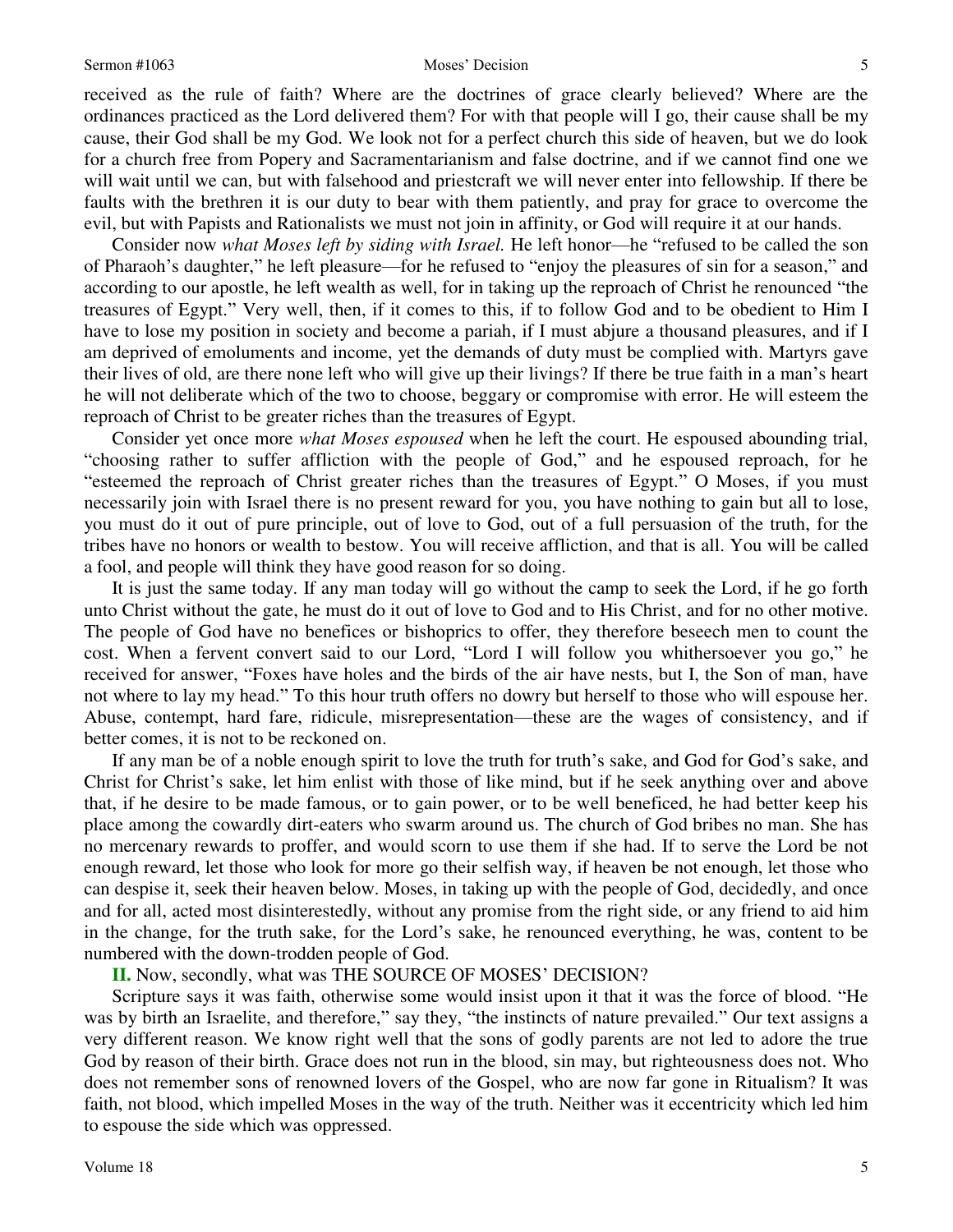received as the rule of faith? Where are the doctrines of grace clearly believed? Where are the ordinances practiced as the Lord delivered them? For with that people will I go, their cause shall be my cause, their God shall be my God. We look not for a perfect church this side of heaven, but we do look for a church free from Popery and Sacramentarianism and false doctrine, and if we cannot find one we will wait until we can, but with falsehood and priestcraft we will never enter into fellowship. If there be faults with the brethren it is our duty to bear with them patiently, and pray for grace to overcome the evil, but with Papists and Rationalists we must not join in affinity, or God will require it at our hands.

Consider now *what Moses left by siding with Israel.* He left honor—he "refused to be called the son of Pharaoh's daughter," he left pleasure—for he refused to "enjoy the pleasures of sin for a season," and according to our apostle, he left wealth as well, for in taking up the reproach of Christ he renounced "the treasures of Egypt." Very well, then, if it comes to this, if to follow God and to be obedient to Him I have to lose my position in society and become a pariah, if I must abjure a thousand pleasures, and if I am deprived of emoluments and income, yet the demands of duty must be complied with. Martyrs gave their lives of old, are there none left who will give up their livings? If there be true faith in a man's heart he will not deliberate which of the two to choose, beggary or compromise with error. He will esteem the reproach of Christ to be greater riches than the treasures of Egypt.

Consider yet once more *what Moses espoused* when he left the court. He espoused abounding trial, "choosing rather to suffer affliction with the people of God," and he espoused reproach, for he "esteemed the reproach of Christ greater riches than the treasures of Egypt." O Moses, if you must necessarily join with Israel there is no present reward for you, you have nothing to gain but all to lose, you must do it out of pure principle, out of love to God, out of a full persuasion of the truth, for the tribes have no honors or wealth to bestow. You will receive affliction, and that is all. You will be called a fool, and people will think they have good reason for so doing.

It is just the same today. If any man today will go without the camp to seek the Lord, if he go forth unto Christ without the gate, he must do it out of love to God and to His Christ, and for no other motive. The people of God have no benefices or bishoprics to offer, they therefore beseech men to count the cost. When a fervent convert said to our Lord, "Lord I will follow you whithersoever you go," he received for answer, "Foxes have holes and the birds of the air have nests, but I, the Son of man, have not where to lay my head." To this hour truth offers no dowry but herself to those who will espouse her. Abuse, contempt, hard fare, ridicule, misrepresentation—these are the wages of consistency, and if better comes, it is not to be reckoned on.

If any man be of a noble enough spirit to love the truth for truth's sake, and God for God's sake, and Christ for Christ's sake, let him enlist with those of like mind, but if he seek anything over and above that, if he desire to be made famous, or to gain power, or to be well beneficed, he had better keep his place among the cowardly dirt-eaters who swarm around us. The church of God bribes no man. She has no mercenary rewards to proffer, and would scorn to use them if she had. If to serve the Lord be not enough reward, let those who look for more go their selfish way, if heaven be not enough, let those who can despise it, seek their heaven below. Moses, in taking up with the people of God, decidedly, and once and for all, acted most disinterestedly, without any promise from the right side, or any friend to aid him in the change, for the truth sake, for the Lord's sake, he renounced everything, he was, content to be numbered with the down-trodden people of God.

**II.** Now, secondly, what was THE SOURCE OF MOSES' DECISION?

Scripture says it was faith, otherwise some would insist upon it that it was the force of blood. "He was by birth an Israelite, and therefore," say they, "the instincts of nature prevailed." Our text assigns a very different reason. We know right well that the sons of godly parents are not led to adore the true God by reason of their birth. Grace does not run in the blood, sin may, but righteousness does not. Who does not remember sons of renowned lovers of the Gospel, who are now far gone in Ritualism? It was faith, not blood, which impelled Moses in the way of the truth. Neither was it eccentricity which led him to espouse the side which was oppressed.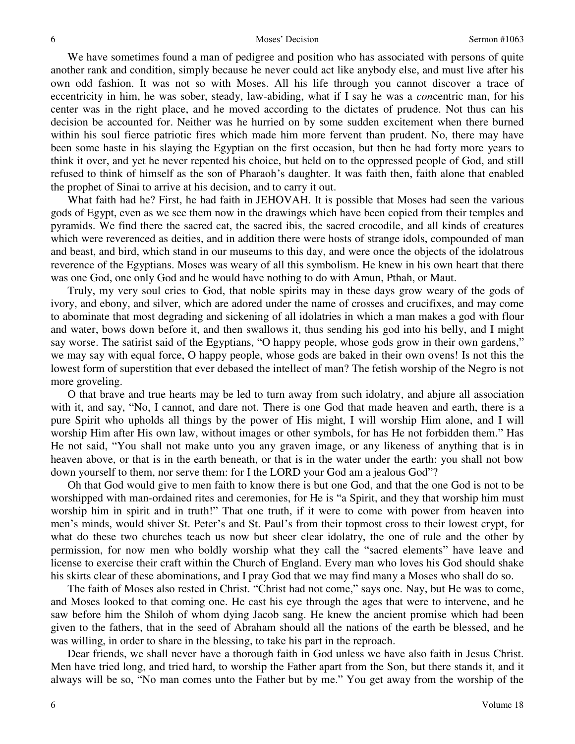We have sometimes found a man of pedigree and position who has associated with persons of quite another rank and condition, simply because he never could act like anybody else, and must live after his own odd fashion. It was not so with Moses. All his life through you cannot discover a trace of eccentricity in him, he was sober, steady, law-abiding, what if I say he was a *con*centric man, for his center was in the right place, and he moved according to the dictates of prudence. Not thus can his decision be accounted for. Neither was he hurried on by some sudden excitement when there burned within his soul fierce patriotic fires which made him more fervent than prudent. No, there may have been some haste in his slaying the Egyptian on the first occasion, but then he had forty more years to think it over, and yet he never repented his choice, but held on to the oppressed people of God, and still refused to think of himself as the son of Pharaoh's daughter. It was faith then, faith alone that enabled the prophet of Sinai to arrive at his decision, and to carry it out.

What faith had he? First, he had faith in JEHOVAH. It is possible that Moses had seen the various gods of Egypt, even as we see them now in the drawings which have been copied from their temples and pyramids. We find there the sacred cat, the sacred ibis, the sacred crocodile, and all kinds of creatures which were reverenced as deities, and in addition there were hosts of strange idols, compounded of man and beast, and bird, which stand in our museums to this day, and were once the objects of the idolatrous reverence of the Egyptians. Moses was weary of all this symbolism. He knew in his own heart that there was one God, one only God and he would have nothing to do with Amun, Pthah, or Maut.

Truly, my very soul cries to God, that noble spirits may in these days grow weary of the gods of ivory, and ebony, and silver, which are adored under the name of crosses and crucifixes, and may come to abominate that most degrading and sickening of all idolatries in which a man makes a god with flour and water, bows down before it, and then swallows it, thus sending his god into his belly, and I might say worse. The satirist said of the Egyptians, "O happy people, whose gods grow in their own gardens," we may say with equal force, O happy people, whose gods are baked in their own ovens! Is not this the lowest form of superstition that ever debased the intellect of man? The fetish worship of the Negro is not more groveling.

O that brave and true hearts may be led to turn away from such idolatry, and abjure all association with it, and say, "No, I cannot, and dare not. There is one God that made heaven and earth, there is a pure Spirit who upholds all things by the power of His might, I will worship Him alone, and I will worship Him after His own law, without images or other symbols, for has He not forbidden them." Has He not said, "You shall not make unto you any graven image, or any likeness of anything that is in heaven above, or that is in the earth beneath, or that is in the water under the earth: you shall not bow down yourself to them, nor serve them: for I the LORD your God am a jealous God"?

Oh that God would give to men faith to know there is but one God, and that the one God is not to be worshipped with man-ordained rites and ceremonies, for He is "a Spirit, and they that worship him must worship him in spirit and in truth!" That one truth, if it were to come with power from heaven into men's minds, would shiver St. Peter's and St. Paul's from their topmost cross to their lowest crypt, for what do these two churches teach us now but sheer clear idolatry, the one of rule and the other by permission, for now men who boldly worship what they call the "sacred elements" have leave and license to exercise their craft within the Church of England. Every man who loves his God should shake his skirts clear of these abominations, and I pray God that we may find many a Moses who shall do so.

The faith of Moses also rested in Christ. "Christ had not come," says one. Nay, but He was to come, and Moses looked to that coming one. He cast his eye through the ages that were to intervene, and he saw before him the Shiloh of whom dying Jacob sang. He knew the ancient promise which had been given to the fathers, that in the seed of Abraham should all the nations of the earth be blessed, and he was willing, in order to share in the blessing, to take his part in the reproach.

Dear friends, we shall never have a thorough faith in God unless we have also faith in Jesus Christ. Men have tried long, and tried hard, to worship the Father apart from the Son, but there stands it, and it always will be so, "No man comes unto the Father but by me." You get away from the worship of the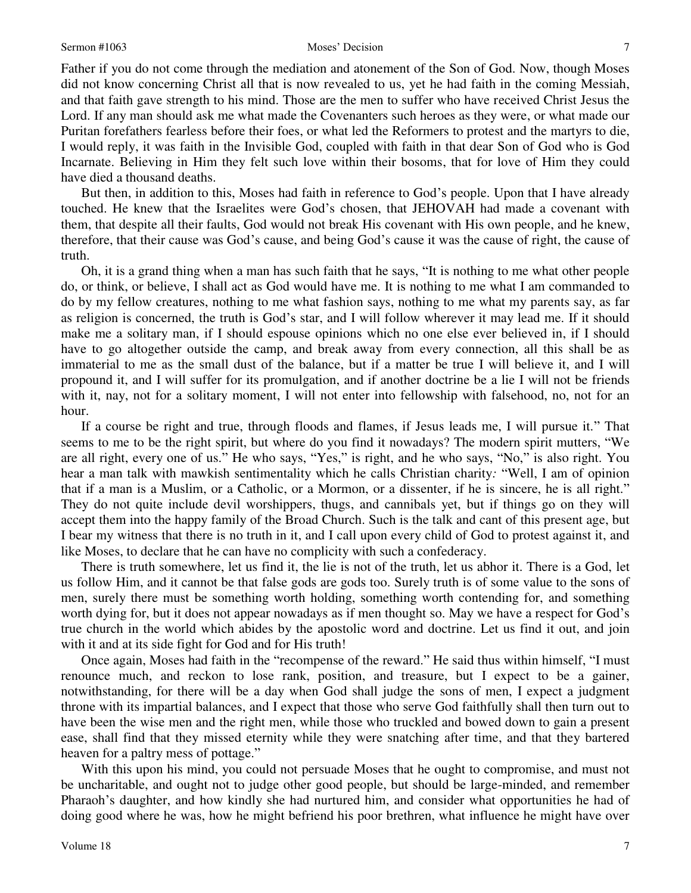Father if you do not come through the mediation and atonement of the Son of God. Now, though Moses did not know concerning Christ all that is now revealed to us, yet he had faith in the coming Messiah, and that faith gave strength to his mind. Those are the men to suffer who have received Christ Jesus the Lord. If any man should ask me what made the Covenanters such heroes as they were, or what made our Puritan forefathers fearless before their foes, or what led the Reformers to protest and the martyrs to die, I would reply, it was faith in the Invisible God, coupled with faith in that dear Son of God who is God Incarnate. Believing in Him they felt such love within their bosoms, that for love of Him they could have died a thousand deaths.

But then, in addition to this, Moses had faith in reference to God's people. Upon that I have already touched. He knew that the Israelites were God's chosen, that JEHOVAH had made a covenant with them, that despite all their faults, God would not break His covenant with His own people, and he knew, therefore, that their cause was God's cause, and being God's cause it was the cause of right, the cause of truth.

Oh, it is a grand thing when a man has such faith that he says, "It is nothing to me what other people do, or think, or believe, I shall act as God would have me. It is nothing to me what I am commanded to do by my fellow creatures, nothing to me what fashion says, nothing to me what my parents say, as far as religion is concerned, the truth is God's star, and I will follow wherever it may lead me. If it should make me a solitary man, if I should espouse opinions which no one else ever believed in, if I should have to go altogether outside the camp, and break away from every connection, all this shall be as immaterial to me as the small dust of the balance, but if a matter be true I will believe it, and I will propound it, and I will suffer for its promulgation, and if another doctrine be a lie I will not be friends with it, nay, not for a solitary moment, I will not enter into fellowship with falsehood, no, not for an hour.

If a course be right and true, through floods and flames, if Jesus leads me, I will pursue it." That seems to me to be the right spirit, but where do you find it nowadays? The modern spirit mutters, "We are all right, every one of us." He who says, "Yes," is right, and he who says, "No," is also right. You hear a man talk with mawkish sentimentality which he calls Christian charity*:* "Well, I am of opinion that if a man is a Muslim, or a Catholic, or a Mormon, or a dissenter, if he is sincere, he is all right." They do not quite include devil worshippers, thugs, and cannibals yet, but if things go on they will accept them into the happy family of the Broad Church. Such is the talk and cant of this present age, but I bear my witness that there is no truth in it, and I call upon every child of God to protest against it, and like Moses, to declare that he can have no complicity with such a confederacy.

There is truth somewhere, let us find it, the lie is not of the truth, let us abhor it. There is a God, let us follow Him, and it cannot be that false gods are gods too. Surely truth is of some value to the sons of men, surely there must be something worth holding, something worth contending for, and something worth dying for, but it does not appear nowadays as if men thought so. May we have a respect for God's true church in the world which abides by the apostolic word and doctrine. Let us find it out, and join with it and at its side fight for God and for His truth!

Once again, Moses had faith in the "recompense of the reward." He said thus within himself, "I must renounce much, and reckon to lose rank, position, and treasure, but I expect to be a gainer, notwithstanding, for there will be a day when God shall judge the sons of men, I expect a judgment throne with its impartial balances, and I expect that those who serve God faithfully shall then turn out to have been the wise men and the right men, while those who truckled and bowed down to gain a present ease, shall find that they missed eternity while they were snatching after time, and that they bartered heaven for a paltry mess of pottage."

With this upon his mind, you could not persuade Moses that he ought to compromise, and must not be uncharitable, and ought not to judge other good people, but should be large-minded, and remember Pharaoh's daughter, and how kindly she had nurtured him, and consider what opportunities he had of doing good where he was, how he might befriend his poor brethren, what influence he might have over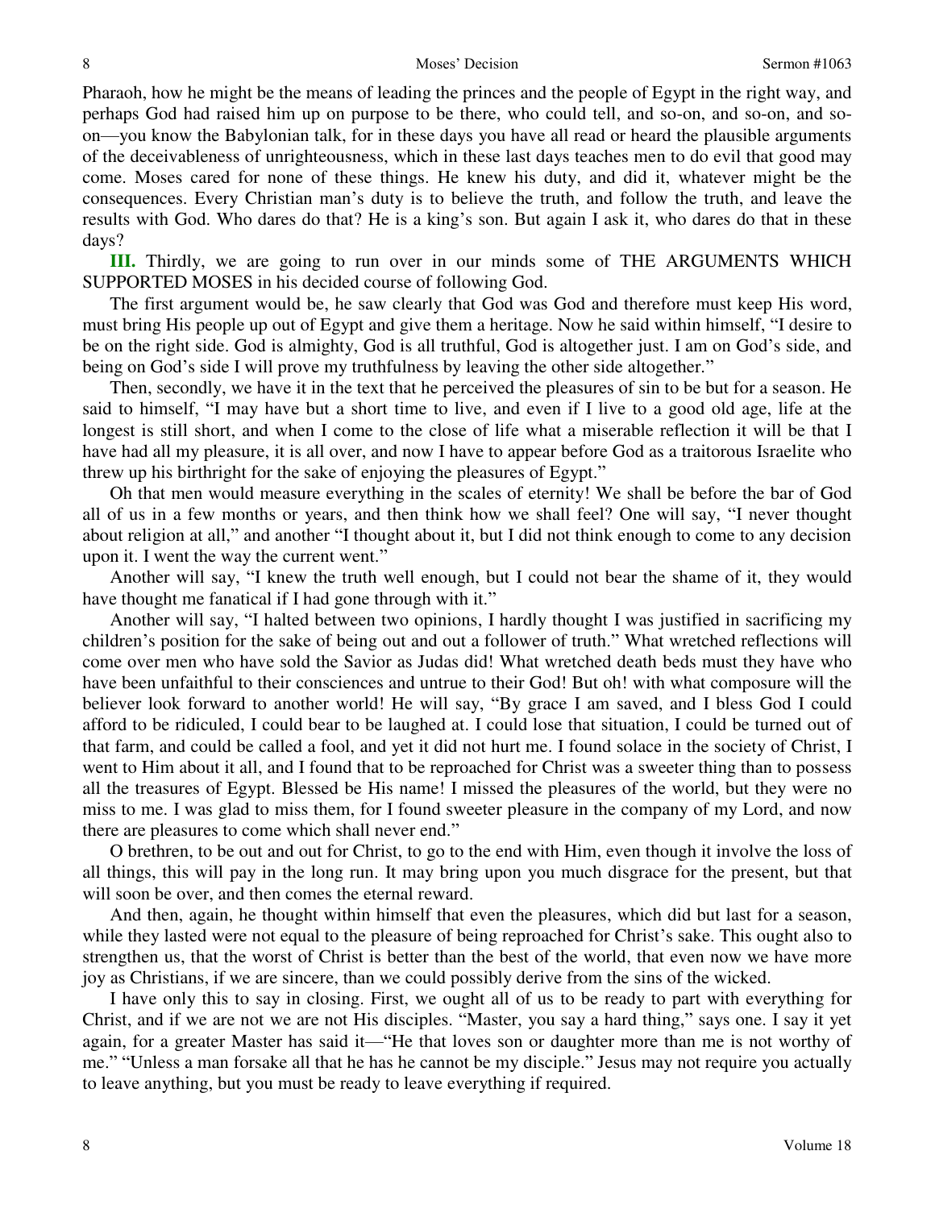Pharaoh, how he might be the means of leading the princes and the people of Egypt in the right way, and perhaps God had raised him up on purpose to be there, who could tell, and so-on, and so-on, and so-on—you know the Babylonian talk, for in these days you have all read or heard the plausible arguments of the deceivableness of unrighteousness, which in these last days teaches men to do evil that good may come. Moses cared for none of these things. He knew his duty, and did it, whatever might be the consequences. Every Christian man's duty is to believe the truth, and follow the truth, and leave the results with God. Who dares do that? He is a king's son. But again I ask it, who dares do that in these days?

**III.** Thirdly, we are going to run over in our minds some of THE ARGUMENTS WHICH SUPPORTED MOSES in his decided course of following God.

The first argument would be, he saw clearly that God was God and therefore must keep His word, must bring His people up out of Egypt and give them a heritage. Now he said within himself, "I desire to be on the right side. God is almighty, God is all truthful, God is altogether just. I am on God's side, and being on God's side I will prove my truthfulness by leaving the other side altogether."

Then, secondly, we have it in the text that he perceived the pleasures of sin to be but for a season. He said to himself, "I may have but a short time to live, and even if I live to a good old age, life at the longest is still short, and when I come to the close of life what a miserable reflection it will be that I have had all my pleasure, it is all over, and now I have to appear before God as a traitorous Israelite who threw up his birthright for the sake of enjoying the pleasures of Egypt."

Oh that men would measure everything in the scales of eternity! We shall be before the bar of God all of us in a few months or years, and then think how we shall feel? One will say, "I never thought about religion at all," and another "I thought about it, but I did not think enough to come to any decision upon it. I went the way the current went."

Another will say, "I knew the truth well enough, but I could not bear the shame of it, they would have thought me fanatical if I had gone through with it."

Another will say, "I halted between two opinions, I hardly thought I was justified in sacrificing my children's position for the sake of being out and out a follower of truth." What wretched reflections will come over men who have sold the Savior as Judas did! What wretched death beds must they have who have been unfaithful to their consciences and untrue to their God! But oh! with what composure will the believer look forward to another world! He will say, "By grace I am saved, and I bless God I could afford to be ridiculed, I could bear to be laughed at. I could lose that situation, I could be turned out of that farm, and could be called a fool, and yet it did not hurt me. I found solace in the society of Christ, I went to Him about it all, and I found that to be reproached for Christ was a sweeter thing than to possess all the treasures of Egypt. Blessed be His name! I missed the pleasures of the world, but they were no miss to me. I was glad to miss them, for I found sweeter pleasure in the company of my Lord, and now there are pleasures to come which shall never end."

O brethren, to be out and out for Christ, to go to the end with Him, even though it involve the loss of all things, this will pay in the long run. It may bring upon you much disgrace for the present, but that will soon be over, and then comes the eternal reward.

And then, again, he thought within himself that even the pleasures, which did but last for a season, while they lasted were not equal to the pleasure of being reproached for Christ's sake. This ought also to strengthen us, that the worst of Christ is better than the best of the world, that even now we have more joy as Christians, if we are sincere, than we could possibly derive from the sins of the wicked.

I have only this to say in closing. First, we ought all of us to be ready to part with everything for Christ, and if we are not we are not His disciples. "Master, you say a hard thing," says one. I say it yet again, for a greater Master has said it—"He that loves son or daughter more than me is not worthy of me." "Unless a man forsake all that he has he cannot be my disciple." Jesus may not require you actually to leave anything, but you must be ready to leave everything if required.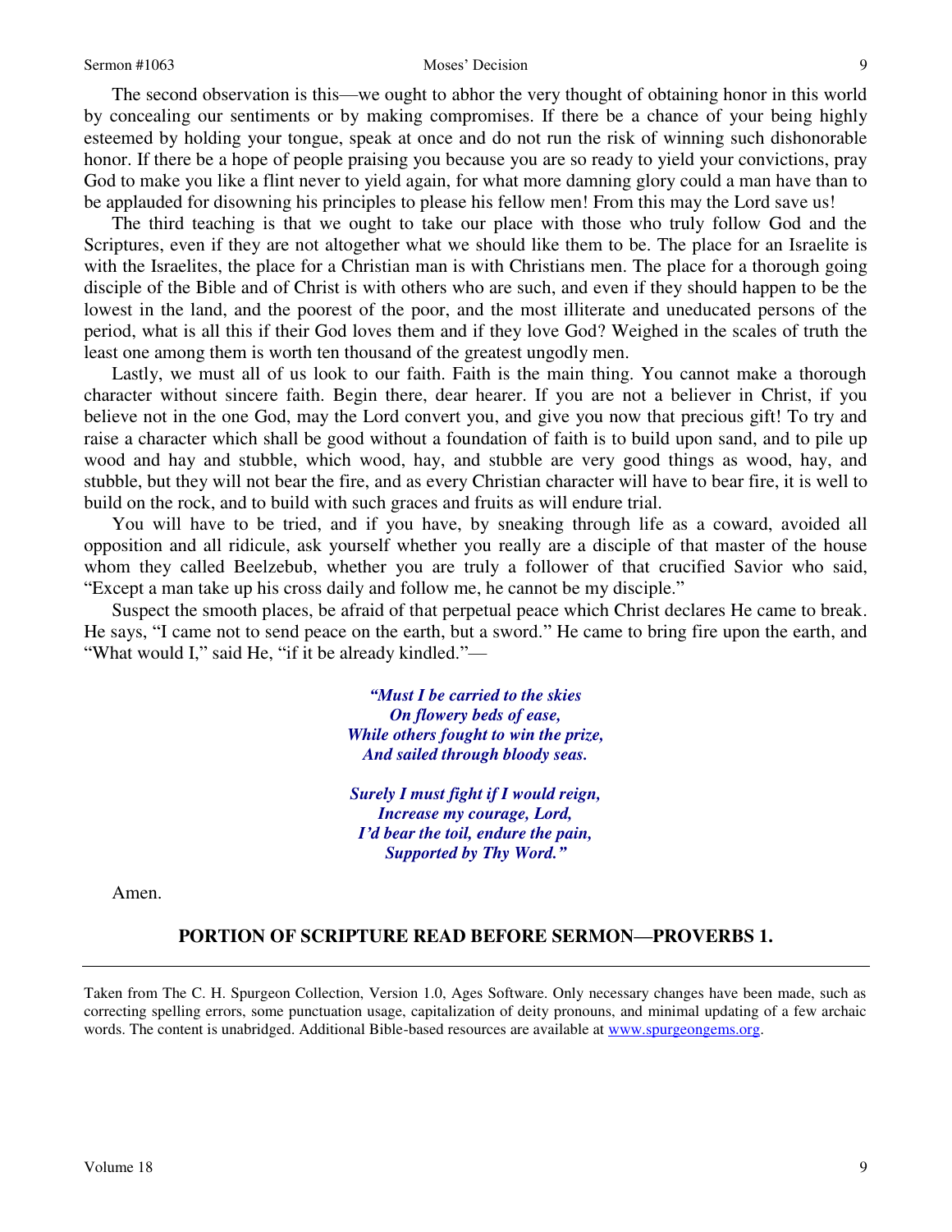The second observation is this—we ought to abhor the very thought of obtaining honor in this world by concealing our sentiments or by making compromises. If there be a chance of your being highly esteemed by holding your tongue, speak at once and do not run the risk of winning such dishonorable honor. If there be a hope of people praising you because you are so ready to yield your convictions, pray God to make you like a flint never to yield again, for what more damning glory could a man have than to be applauded for disowning his principles to please his fellow men! From this may the Lord save us!

The third teaching is that we ought to take our place with those who truly follow God and the Scriptures, even if they are not altogether what we should like them to be. The place for an Israelite is with the Israelites, the place for a Christian man is with Christians men. The place for a thorough going disciple of the Bible and of Christ is with others who are such, and even if they should happen to be the lowest in the land, and the poorest of the poor, and the most illiterate and uneducated persons of the period, what is all this if their God loves them and if they love God? Weighed in the scales of truth the least one among them is worth ten thousand of the greatest ungodly men.

Lastly, we must all of us look to our faith. Faith is the main thing. You cannot make a thorough character without sincere faith. Begin there, dear hearer. If you are not a believer in Christ, if you believe not in the one God, may the Lord convert you, and give you now that precious gift! To try and raise a character which shall be good without a foundation of faith is to build upon sand, and to pile up wood and hay and stubble, which wood, hay, and stubble are very good things as wood, hay, and stubble, but they will not bear the fire, and as every Christian character will have to bear fire, it is well to build on the rock, and to build with such graces and fruits as will endure trial.

You will have to be tried, and if you have, by sneaking through life as a coward, avoided all opposition and all ridicule, ask yourself whether you really are a disciple of that master of the house whom they called Beelzebub, whether you are truly a follower of that crucified Savior who said, "Except a man take up his cross daily and follow me, he cannot be my disciple."

Suspect the smooth places, be afraid of that perpetual peace which Christ declares He came to break. He says, "I came not to send peace on the earth, but a sword." He came to bring fire upon the earth, and "What would I," said He, "if it be already kindled."—

> ***"Must I be carried to the skies***
> ***On flowery beds of ease,***
> ***While others fought to win the prize,***
> ***And sailed through bloody seas.***
>
> ***Surely I must fight if I would reign,***
> ***Increase my courage, Lord,***
> ***I'd bear the toil, endure the pain,***
> ***Supported by Thy Word."***

Amen.

## PORTION OF SCRIPTURE READ BEFORE SERMON—PROVERBS 1.

---

Taken from The C. H. Spurgeon Collection, Version 1.0, Ages Software. Only necessary changes have been made, such as correcting spelling errors, some punctuation usage, capitalization of deity pronouns, and minimal updating of a few archaic words. The content is unabridged. Additional Bible-based resources are available at www.spurgeongems.org.